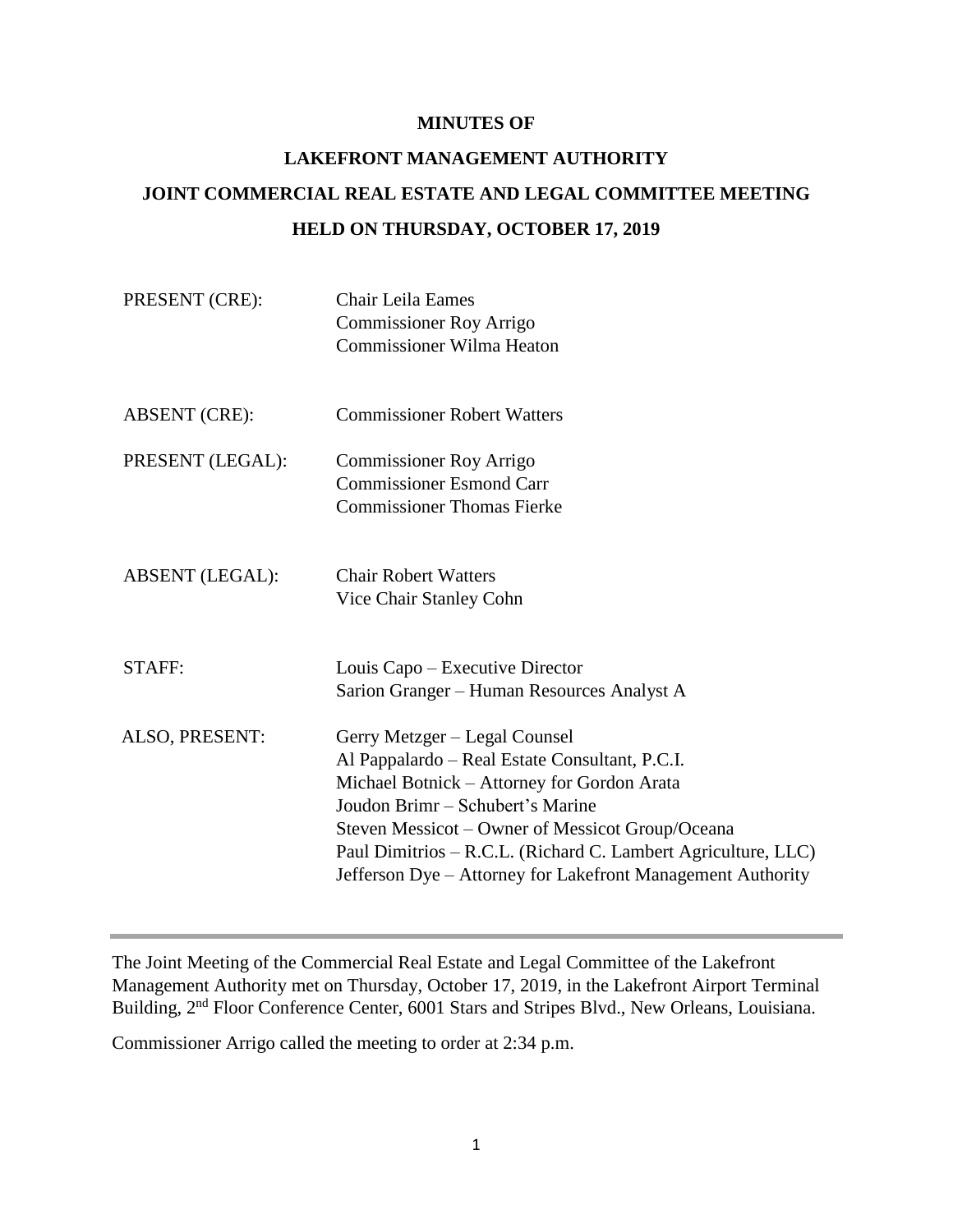**MINUTES OF**

**LAKEFRONT MANAGEMENT AUTHORITY**

**JOINT COMMERCIAL REAL ESTATE AND LEGAL COMMITTEE MEETING**

**HELD ON THURSDAY, OCTOBER 17, 2019**

| | |
|---|---|
| PRESENT (CRE): | Chair Leila Eames<br>Commissioner Roy Arrigo<br>Commissioner Wilma Heaton |
| ABSENT (CRE): | Commissioner Robert Watters |
| PRESENT (LEGAL): | Commissioner Roy Arrigo<br>Commissioner Esmond Carr<br>Commissioner Thomas Fierke |
| ABSENT (LEGAL): | Chair Robert Watters<br>Vice Chair Stanley Cohn |
| STAFF: | Louis Capo – Executive Director<br>Sarion Granger – Human Resources Analyst A |
| ALSO, PRESENT: | Gerry Metzger – Legal Counsel<br>Al Pappalardo – Real Estate Consultant, P.C.I.<br>Michael Botnick – Attorney for Gordon Arata<br>Joudon Brimr – Schubert's Marine<br>Steven Messicot – Owner of Messicot Group/Oceana<br>Paul Dimitrios – R.C.L. (Richard C. Lambert Agriculture, LLC)<br>Jefferson Dye – Attorney for Lakefront Management Authority |

---

The Joint Meeting of the Commercial Real Estate and Legal Committee of the Lakefront Management Authority met on Thursday, October 17, 2019, in the Lakefront Airport Terminal Building, 2nd Floor Conference Center, 6001 Stars and Stripes Blvd., New Orleans, Louisiana.

Commissioner Arrigo called the meeting to order at 2:34 p.m.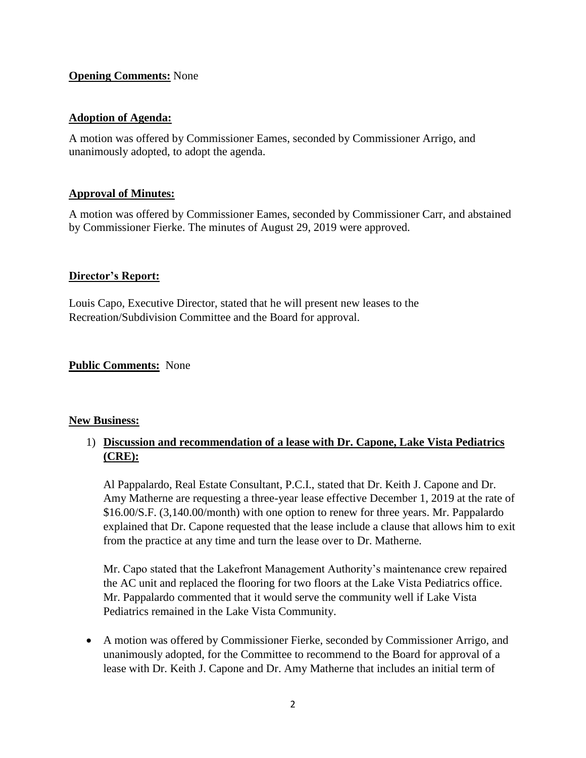**Opening Comments:** None

**Adoption of Agenda:**

A motion was offered by Commissioner Eames, seconded by Commissioner Arrigo, and unanimously adopted, to adopt the agenda.

**Approval of Minutes:**

A motion was offered by Commissioner Eames, seconded by Commissioner Carr, and abstained by Commissioner Fierke. The minutes of August 29, 2019 were approved.

**Director's Report:**

Louis Capo, Executive Director, stated that he will present new leases to the Recreation/Subdivision Committee and the Board for approval.

**Public Comments:** None

**New Business:**

1) **Discussion and recommendation of a lease with Dr. Capone, Lake Vista Pediatrics (CRE):**

   Al Pappalardo, Real Estate Consultant, P.C.I., stated that Dr. Keith J. Capone and Dr. Amy Matherne are requesting a three-year lease effective December 1, 2019 at the rate of $16.00/S.F. (3,140.00/month) with one option to renew for three years. Mr. Pappalardo explained that Dr. Capone requested that the lease include a clause that allows him to exit from the practice at any time and turn the lease over to Dr. Matherne.

   Mr. Capo stated that the Lakefront Management Authority's maintenance crew repaired the AC unit and replaced the flooring for two floors at the Lake Vista Pediatrics office. Mr. Pappalardo commented that it would serve the community well if Lake Vista Pediatrics remained in the Lake Vista Community.

- A motion was offered by Commissioner Fierke, seconded by Commissioner Arrigo, and unanimously adopted, for the Committee to recommend to the Board for approval of a lease with Dr. Keith J. Capone and Dr. Amy Matherne that includes an initial term of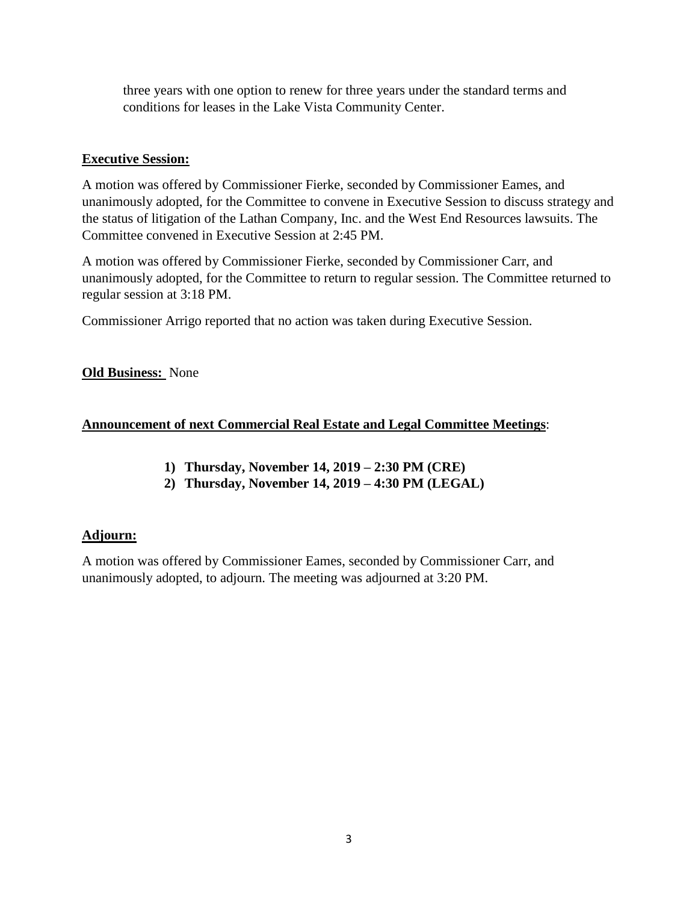three years with one option to renew for three years under the standard terms and conditions for leases in the Lake Vista Community Center.

**Executive Session:**

A motion was offered by Commissioner Fierke, seconded by Commissioner Eames, and unanimously adopted, for the Committee to convene in Executive Session to discuss strategy and the status of litigation of the Lathan Company, Inc. and the West End Resources lawsuits. The Committee convened in Executive Session at 2:45 PM.

A motion was offered by Commissioner Fierke, seconded by Commissioner Carr, and unanimously adopted, for the Committee to return to regular session. The Committee returned to regular session at 3:18 PM.

Commissioner Arrigo reported that no action was taken during Executive Session.

**Old Business:** None

**Announcement of next Commercial Real Estate and Legal Committee Meetings**:

1) **Thursday, November 14, 2019 – 2:30 PM (CRE)**
2) **Thursday, November 14, 2019 – 4:30 PM (LEGAL)**

**Adjourn:**

A motion was offered by Commissioner Eames, seconded by Commissioner Carr, and unanimously adopted, to adjourn. The meeting was adjourned at 3:20 PM.